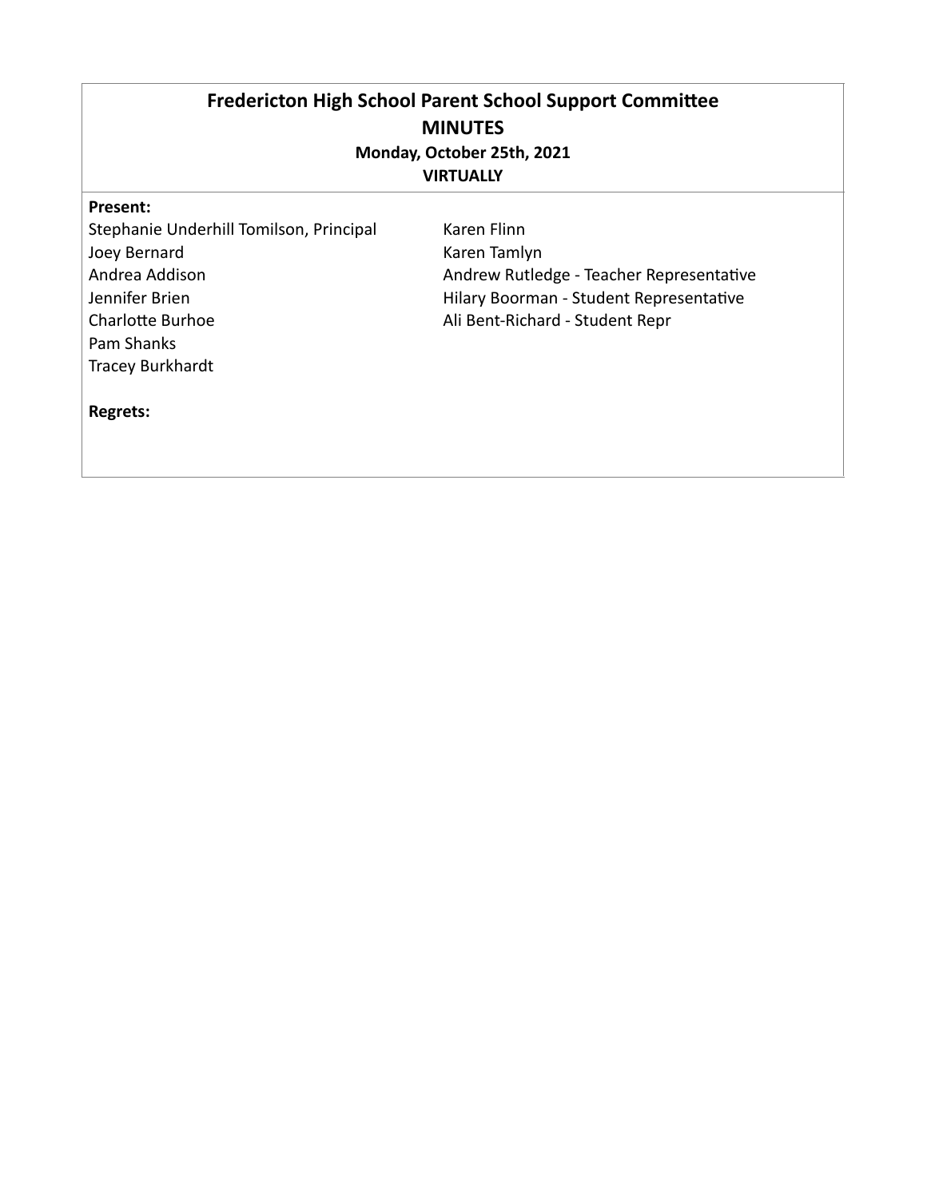# Fredericton High School Parent School Support Committee

## MINUTES

**Monday, October 25th, 2021**

**VIRTUALLY**

**Present:**

Stephanie Underhill Tomilson, Principal
Joey Bernard
Andrea Addison
Jennifer Brien
Charlotte Burhoe
Pam Shanks
Tracey Burkhardt
Karen Flinn
Karen Tamlyn
Andrew Rutledge - Teacher Representative
Hilary Boorman - Student Representative
Ali Bent-Richard - Student Repr

**Regrets:**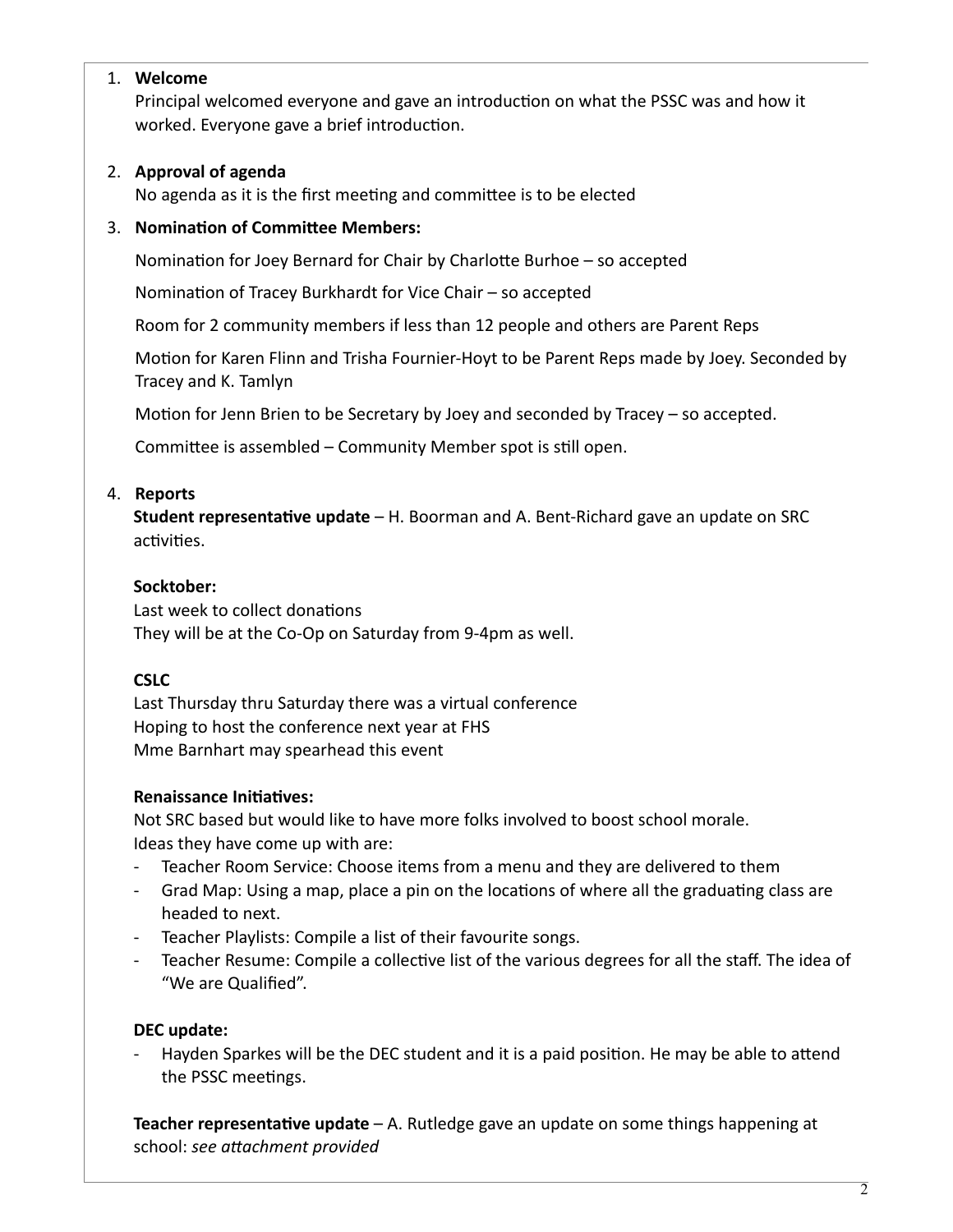1. **Welcome**

   Principal welcomed everyone and gave an introduction on what the PSSC was and how it worked. Everyone gave a brief introduction.

2. **Approval of agenda**

   No agenda as it is the first meeting and committee is to be elected

3. **Nomination of Committee Members:**

   Nomination for Joey Bernard for Chair by Charlotte Burhoe – so accepted

   Nomination of Tracey Burkhardt for Vice Chair – so accepted

   Room for 2 community members if less than 12 people and others are Parent Reps

   Motion for Karen Flinn and Trisha Fournier-Hoyt to be Parent Reps made by Joey. Seconded by Tracey and K. Tamlyn

   Motion for Jenn Brien to be Secretary by Joey and seconded by Tracey – so accepted.

   Committee is assembled – Community Member spot is still open.

4. **Reports**

   **Student representative update** – H. Boorman and A. Bent-Richard gave an update on SRC activities.

   **Socktober:**

   Last week to collect donations
   They will be at the Co-Op on Saturday from 9-4pm as well.

   **CSLC**

   Last Thursday thru Saturday there was a virtual conference
   Hoping to host the conference next year at FHS
   Mme Barnhart may spearhead this event

   **Renaissance Initiatives:**

   Not SRC based but would like to have more folks involved to boost school morale.
   Ideas they have come up with are:

   - Teacher Room Service: Choose items from a menu and they are delivered to them
   - Grad Map: Using a map, place a pin on the locations of where all the graduating class are headed to next.
   - Teacher Playlists: Compile a list of their favourite songs.
   - Teacher Resume: Compile a collective list of the various degrees for all the staff. The idea of "We are Qualified".

   **DEC update:**

   - Hayden Sparkes will be the DEC student and it is a paid position. He may be able to attend the PSSC meetings.

   **Teacher representative update** – A. Rutledge gave an update on some things happening at school: *see attachment provided*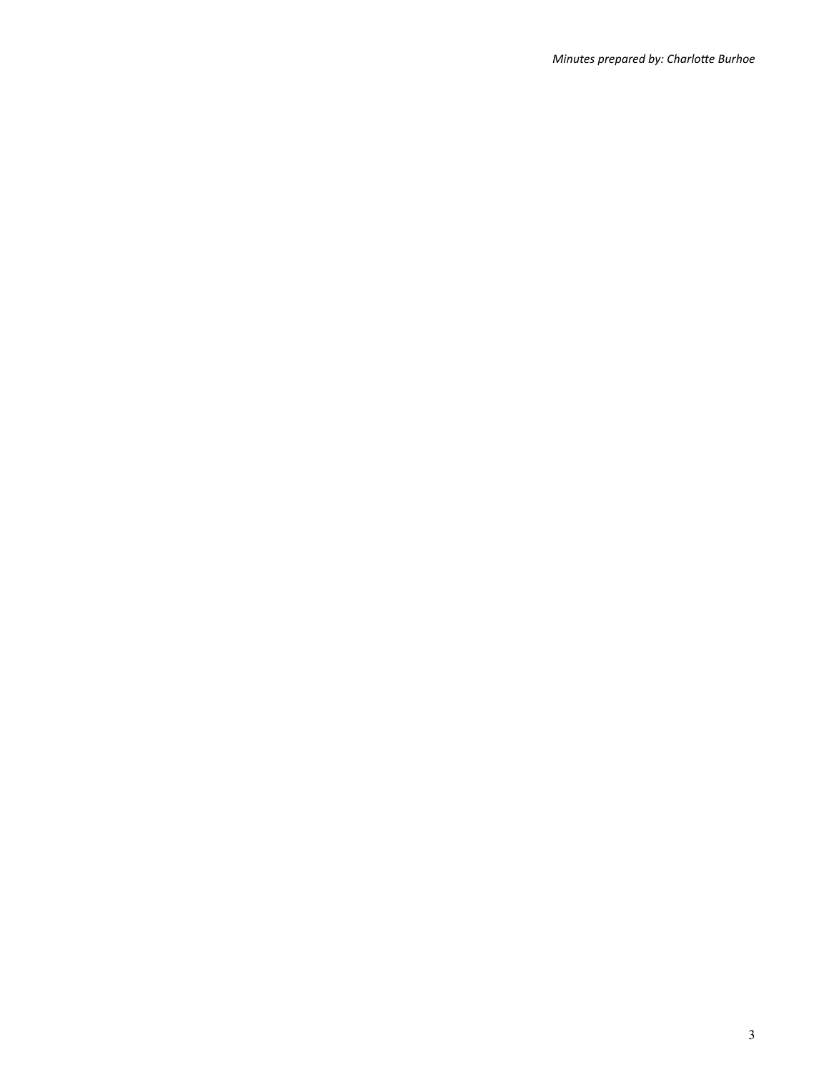*Minutes prepared by: Charlotte Burhoe*